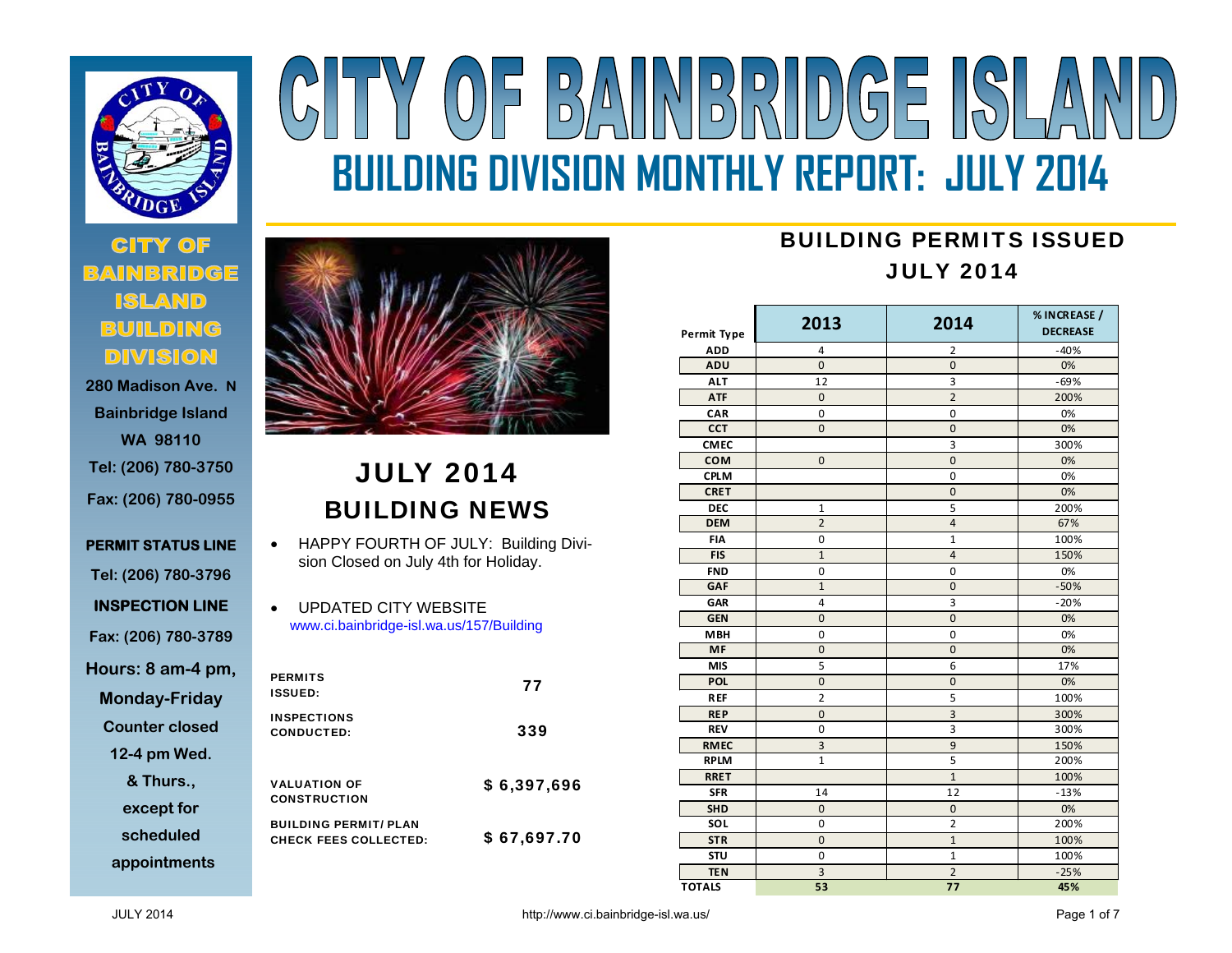# CITY OF BAINBRIDGE ISLAND

## BUILDING DIVISION MONTHLY REPORT: JULY 2014

**CITY OF BAINBRIDGE ISLAND BUILDING DIVISION**

280 Madison Ave. N
Bainbridge Island
WA 98110
Tel: (206) 780-3750
Fax: (206) 780-0955

**PERMIT STATUS LINE**
Tel: (206) 780-3796

**INSPECTION LINE**
Fax: (206) 780-3789

Hours: 8 am-4 pm, Monday-Friday
Counter closed 12-4 pm Wed. & Thurs., except for scheduled appointments

## JULY 2014 BUILDING NEWS

- HAPPY FOURTH OF JULY: Building Division Closed on July 4th for Holiday.
- UPDATED CITY WEBSITE
  www.ci.bainbridge-isl.wa.us/157/Building

| | |
|---|---|
| PERMITS ISSUED: | 77 |
| INSPECTIONS CONDUCTED: | 339 |
| VALUATION OF CONSTRUCTION | $ 6,397,696 |
| BUILDING PERMIT/ PLAN CHECK FEES COLLECTED: | $ 67,697.70 |

## BUILDING PERMITS ISSUED JULY 2014

| Permit Type | 2013 | 2014 | % INCREASE / DECREASE |
|---|---|---|---|
| ADD | 4 | 2 | -40% |
| ADU | 0 | 0 | 0% |
| ALT | 12 | 3 | -69% |
| ATF | 0 | 2 | 200% |
| CAR | 0 | 0 | 0% |
| CCT | 0 | 0 | 0% |
| CMEC | | 3 | 300% |
| COM | 0 | 0 | 0% |
| CPLM | | 0 | 0% |
| CRET | | 0 | 0% |
| DEC | 1 | 5 | 200% |
| DEM | 2 | 4 | 67% |
| FIA | 0 | 1 | 100% |
| FIS | 1 | 4 | 150% |
| FND | 0 | 0 | 0% |
| GAF | 1 | 0 | -50% |
| GAR | 4 | 3 | -20% |
| GEN | 0 | 0 | 0% |
| MBH | 0 | 0 | 0% |
| MF | 0 | 0 | 0% |
| MIS | 5 | 6 | 17% |
| POL | 0 | 0 | 0% |
| REF | 2 | 5 | 100% |
| REP | 0 | 3 | 300% |
| REV | 0 | 3 | 300% |
| RMEC | 3 | 9 | 150% |
| RPLM | 1 | 5 | 200% |
| RRET | | 1 | 100% |
| SFR | 14 | 12 | -13% |
| SHD | 0 | 0 | 0% |
| SOL | 0 | 2 | 200% |
| STR | 0 | 1 | 100% |
| STU | 0 | 1 | 100% |
| TEN | 3 | 2 | -25% |
| TOTALS | 53 | 77 | 45% |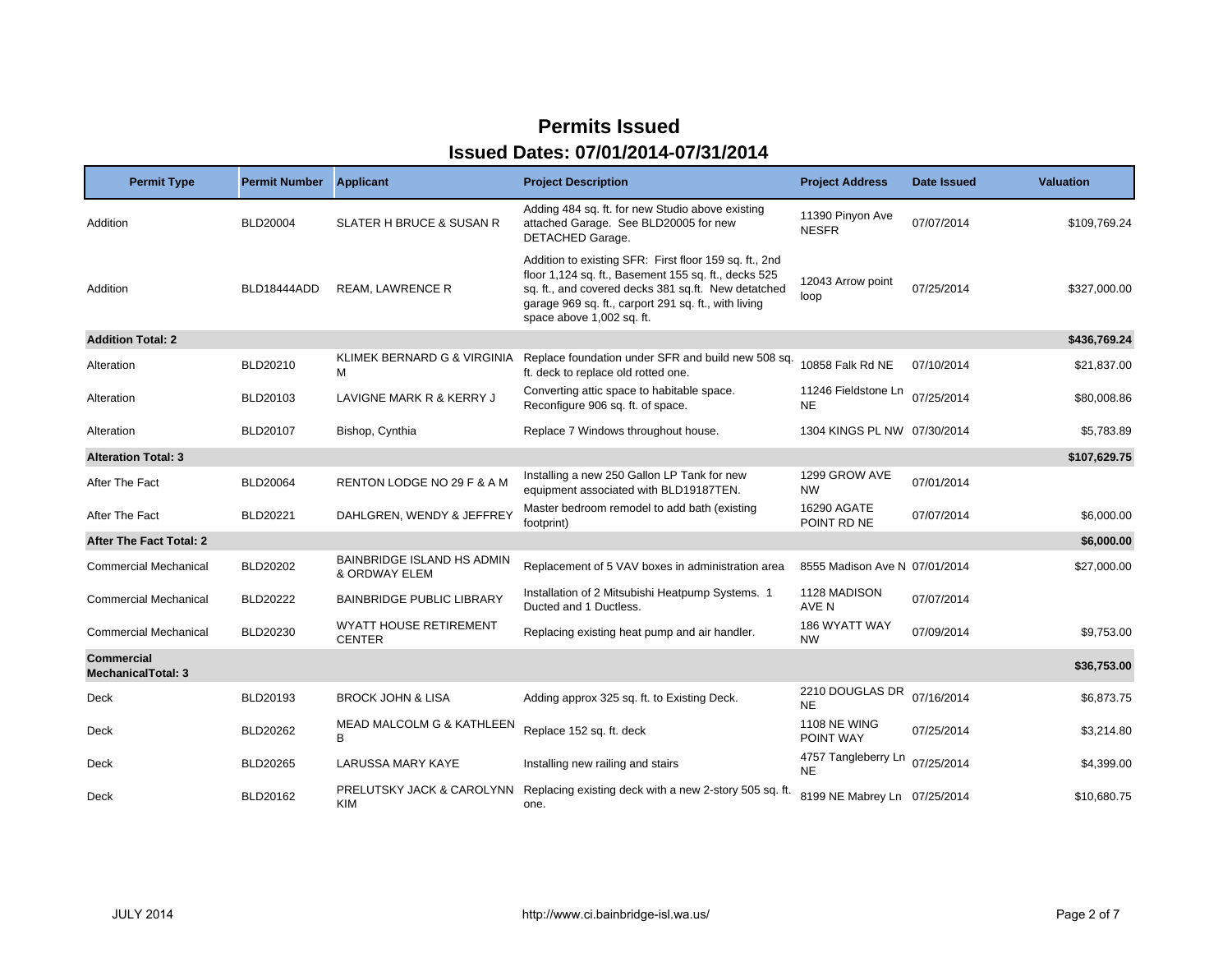# Permits Issued

## Issued Dates: 07/01/2014-07/31/2014

| Permit Type | Permit Number | Applicant | Project Description | Project Address | Date Issued | Valuation |
|---|---|---|---|---|---|---|
| Addition | BLD20004 | SLATER H BRUCE & SUSAN R | Adding 484 sq. ft. for new Studio above existing attached Garage. See BLD20005 for new DETACHED Garage. | 11390 Pinyon Ave NESFR | 07/07/2014 | $109,769.24 |
| Addition | BLD18444ADD | REAM, LAWRENCE R | Addition to existing SFR: First floor 159 sq. ft., 2nd floor 1,124 sq. ft., Basement 155 sq. ft., decks 525 sq. ft., and covered decks 381 sq.ft. New detatched garage 969 sq. ft., carport 291 sq. ft., with living space above 1,002 sq. ft. | 12043 Arrow point loop | 07/25/2014 | $327,000.00 |
| **Addition Total: 2** | | | | | | **$436,769.24** |
| Alteration | BLD20210 | KLIMEK BERNARD G & VIRGINIA M | Replace foundation under SFR and build new 508 sq. ft. deck to replace old rotted one. | 10858 Falk Rd NE | 07/10/2014 | $21,837.00 |
| Alteration | BLD20103 | LAVIGNE MARK R & KERRY J | Converting attic space to habitable space. Reconfigure 906 sq. ft. of space. | 11246 Fieldstone Ln NE | 07/25/2014 | $80,008.86 |
| Alteration | BLD20107 | Bishop, Cynthia | Replace 7 Windows throughout house. | 1304 KINGS PL NW | 07/30/2014 | $5,783.89 |
| **Alteration Total: 3** | | | | | | **$107,629.75** |
| After The Fact | BLD20064 | RENTON LODGE NO 29 F & A M | Installing a new 250 Gallon LP Tank for new equipment associated with BLD19187TEN. | 1299 GROW AVE NW | 07/01/2014 | |
| After The Fact | BLD20221 | DAHLGREN, WENDY & JEFFREY | Master bedroom remodel to add bath (existing footprint) | 16290 AGATE POINT RD NE | 07/07/2014 | $6,000.00 |
| **After The Fact Total: 2** | | | | | | **$6,000.00** |
| Commercial Mechanical | BLD20202 | BAINBRIDGE ISLAND HS ADMIN & ORDWAY ELEM | Replacement of 5 VAV boxes in administration area | 8555 Madison Ave N | 07/01/2014 | $27,000.00 |
| Commercial Mechanical | BLD20222 | BAINBRIDGE PUBLIC LIBRARY | Installation of 2 Mitsubishi Heatpump Systems. 1 Ducted and 1 Ductless. | 1128 MADISON AVE N | 07/07/2014 | |
| Commercial Mechanical | BLD20230 | WYATT HOUSE RETIREMENT CENTER | Replacing existing heat pump and air handler. | 186 WYATT WAY NW | 07/09/2014 | $9,753.00 |
| **Commercial MechanicalTotal: 3** | | | | | | **$36,753.00** |
| Deck | BLD20193 | BROCK JOHN & LISA | Adding approx 325 sq. ft. to Existing Deck. | 2210 DOUGLAS DR NE | 07/16/2014 | $6,873.75 |
| Deck | BLD20262 | MEAD MALCOLM G & KATHLEEN B | Replace 152 sq. ft. deck | 1108 NE WING POINT WAY | 07/25/2014 | $3,214.80 |
| Deck | BLD20265 | LARUSSA MARY KAYE | Installing new railing and stairs | 4757 Tangleberry Ln NE | 07/25/2014 | $4,399.00 |
| Deck | BLD20162 | PRELUTSKY JACK & CAROLYNN KIM | Replacing existing deck with a new 2-story 505 sq. ft. one. | 8199 NE Mabrey Ln | 07/25/2014 | $10,680.75 |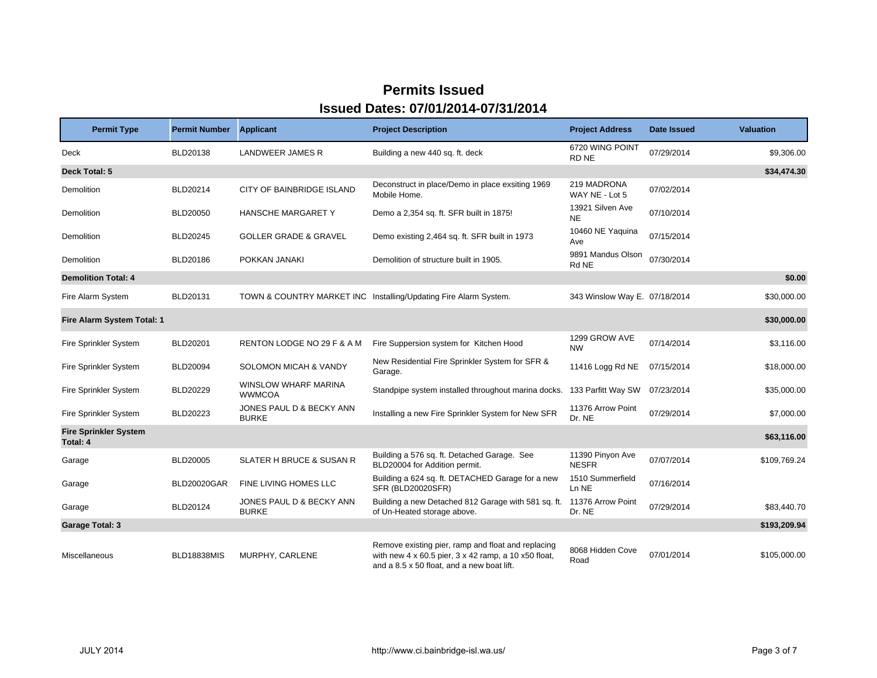# Permits Issued

## Issued Dates: 07/01/2014-07/31/2014

| Permit Type | Permit Number | Applicant | Project Description | Project Address | Date Issued | Valuation |
|---|---|---|---|---|---|---|
| Deck | BLD20138 | LANDWEER JAMES R | Building a new 440 sq. ft. deck | 6720 WING POINT RD NE | 07/29/2014 | $9,306.00 |
| **Deck Total: 5** | | | | | | **$34,474.30** |
| Demolition | BLD20214 | CITY OF BAINBRIDGE ISLAND | Deconstruct in place/Demo in place exsiting 1969 Mobile Home. | 219 MADRONA WAY NE - Lot 5 | 07/02/2014 | |
| Demolition | BLD20050 | HANSCHE MARGARET Y | Demo a 2,354 sq. ft. SFR built in 1875! | 13921 Silven Ave NE | 07/10/2014 | |
| Demolition | BLD20245 | GOLLER GRADE & GRAVEL | Demo existing 2,464 sq. ft. SFR built in 1973 | 10460 NE Yaquina Ave | 07/15/2014 | |
| Demolition | BLD20186 | POKKAN JANAKI | Demolition of structure built in 1905. | 9891 Mandus Olson Rd NE | 07/30/2014 | |
| **Demolition Total: 4** | | | | | | **$0.00** |
| Fire Alarm System | BLD20131 | TOWN & COUNTRY MARKET INC | Installing/Updating Fire Alarm System. | 343 Winslow Way E. | 07/18/2014 | $30,000.00 |
| **Fire Alarm System Total: 1** | | | | | | **$30,000.00** |
| Fire Sprinkler System | BLD20201 | RENTON LODGE NO 29 F & A M | Fire Suppersion system for Kitchen Hood | 1299 GROW AVE NW | 07/14/2014 | $3,116.00 |
| Fire Sprinkler System | BLD20094 | SOLOMON MICAH & VANDY | New Residential Fire Sprinkler System for SFR & Garage. | 11416 Logg Rd NE | 07/15/2014 | $18,000.00 |
| Fire Sprinkler System | BLD20229 | WINSLOW WHARF MARINA WWMCOA | Standpipe system installed throughout marina docks. | 133 Parfitt Way SW | 07/23/2014 | $35,000.00 |
| Fire Sprinkler System | BLD20223 | JONES PAUL D & BECKY ANN BURKE | Installing a new Fire Sprinkler System for New SFR | 11376 Arrow Point Dr. NE | 07/29/2014 | $7,000.00 |
| **Fire Sprinkler System Total: 4** | | | | | | **$63,116.00** |
| Garage | BLD20005 | SLATER H BRUCE & SUSAN R | Building a 576 sq. ft. Detached Garage. See BLD20004 for Addition permit. | 11390 Pinyon Ave NESFR | 07/07/2014 | $109,769.24 |
| Garage | BLD20020GAR | FINE LIVING HOMES LLC | Building a 624 sq. ft. DETACHED Garage for a new SFR (BLD20020SFR) | 1510 Summerfield Ln NE | 07/16/2014 | |
| Garage | BLD20124 | JONES PAUL D & BECKY ANN BURKE | Building a new Detached 812 Garage with 581 sq. ft. of Un-Heated storage above. | 11376 Arrow Point Dr. NE | 07/29/2014 | $83,440.70 |
| **Garage Total: 3** | | | | | | **$193,209.94** |
| Miscellaneous | BLD18838MIS | MURPHY, CARLENE | Remove existing pier, ramp and float and replacing with new 4 x 60.5 pier, 3 x 42 ramp, a 10 x50 float, and a 8.5 x 50 float, and a new boat lift. | 8068 Hidden Cove Road | 07/01/2014 | $105,000.00 |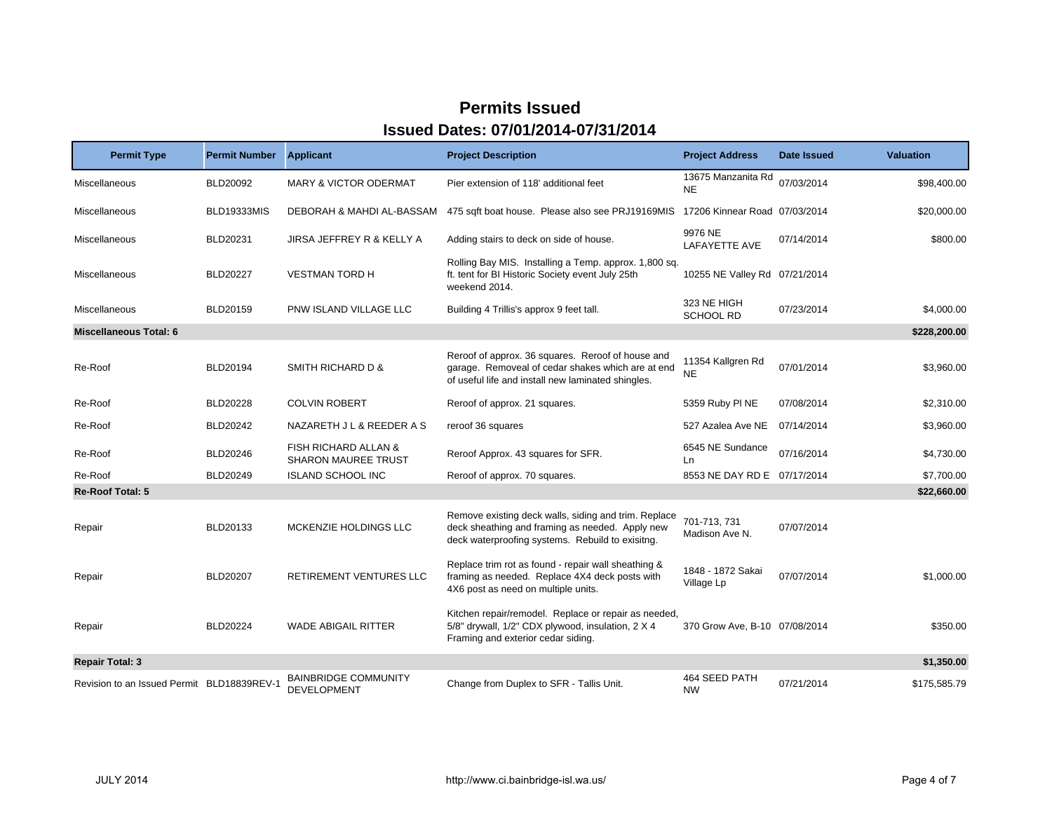# Permits Issued

## Issued Dates: 07/01/2014-07/31/2014

| Permit Type | Permit Number | Applicant | Project Description | Project Address | Date Issued | Valuation |
|---|---|---|---|---|---|---|
| Miscellaneous | BLD20092 | MARY & VICTOR ODERMAT | Pier extension of 118' additional feet | 13675 Manzanita Rd NE | 07/03/2014 | $98,400.00 |
| Miscellaneous | BLD19333MIS | DEBORAH & MAHDI AL-BASSAM | 475 sqft boat house. Please also see PRJ19169MIS | 17206 Kinnear Road | 07/03/2014 | $20,000.00 |
| Miscellaneous | BLD20231 | JIRSA JEFFREY R & KELLY A | Adding stairs to deck on side of house. | 9976 NE LAFAYETTE AVE | 07/14/2014 | $800.00 |
| Miscellaneous | BLD20227 | VESTMAN TORD H | Rolling Bay MIS. Installing a Temp. approx. 1,800 sq. ft. tent for BI Historic Society event July 25th weekend 2014. | 10255 NE Valley Rd | 07/21/2014 | |
| Miscellaneous | BLD20159 | PNW ISLAND VILLAGE LLC | Building 4 Trillis's approx 9 feet tall. | 323 NE HIGH SCHOOL RD | 07/23/2014 | $4,000.00 |
| **Miscellaneous Total: 6** | | | | | | **$228,200.00** |
| Re-Roof | BLD20194 | SMITH RICHARD D & | Reroof of approx. 36 squares. Reroof of house and garage. Removeal of cedar shakes which are at end of useful life and install new laminated shingles. | 11354 Kallgren Rd NE | 07/01/2014 | $3,960.00 |
| Re-Roof | BLD20228 | COLVIN ROBERT | Reroof of approx. 21 squares. | 5359 Ruby Pl NE | 07/08/2014 | $2,310.00 |
| Re-Roof | BLD20242 | NAZARETH J L & REEDER A S | reroof 36 squares | 527 Azalea Ave NE | 07/14/2014 | $3,960.00 |
| Re-Roof | BLD20246 | FISH RICHARD ALLAN & SHARON MAUREE TRUST | Reroof Approx. 43 squares for SFR. | 6545 NE Sundance Ln | 07/16/2014 | $4,730.00 |
| Re-Roof | BLD20249 | ISLAND SCHOOL INC | Reroof of approx. 70 squares. | 8553 NE DAY RD E | 07/17/2014 | $7,700.00 |
| **Re-Roof Total: 5** | | | | | | **$22,660.00** |
| Repair | BLD20133 | MCKENZIE HOLDINGS LLC | Remove existing deck walls, siding and trim. Replace deck sheathing and framing as needed. Apply new deck waterproofing systems. Rebuild to exisitng. | 701-713, 731 Madison Ave N. | 07/07/2014 | |
| Repair | BLD20207 | RETIREMENT VENTURES LLC | Replace trim rot as found - repair wall sheathing & framing as needed. Replace 4X4 deck posts with 4X6 post as need on multiple units. | 1848 - 1872 Sakai Village Lp | 07/07/2014 | $1,000.00 |
| Repair | BLD20224 | WADE ABIGAIL RITTER | Kitchen repair/remodel. Replace or repair as needed, 5/8" drywall, 1/2" CDX plywood, insulation, 2 X 4 Framing and exterior cedar siding. | 370 Grow Ave, B-10 | 07/08/2014 | $350.00 |
| **Repair Total: 3** | | | | | | **$1,350.00** |
| Revision to an Issued Permit | BLD18839REV-1 | BAINBRIDGE COMMUNITY DEVELOPMENT | Change from Duplex to SFR - Tallis Unit. | 464 SEED PATH NW | 07/21/2014 | $175,585.79 |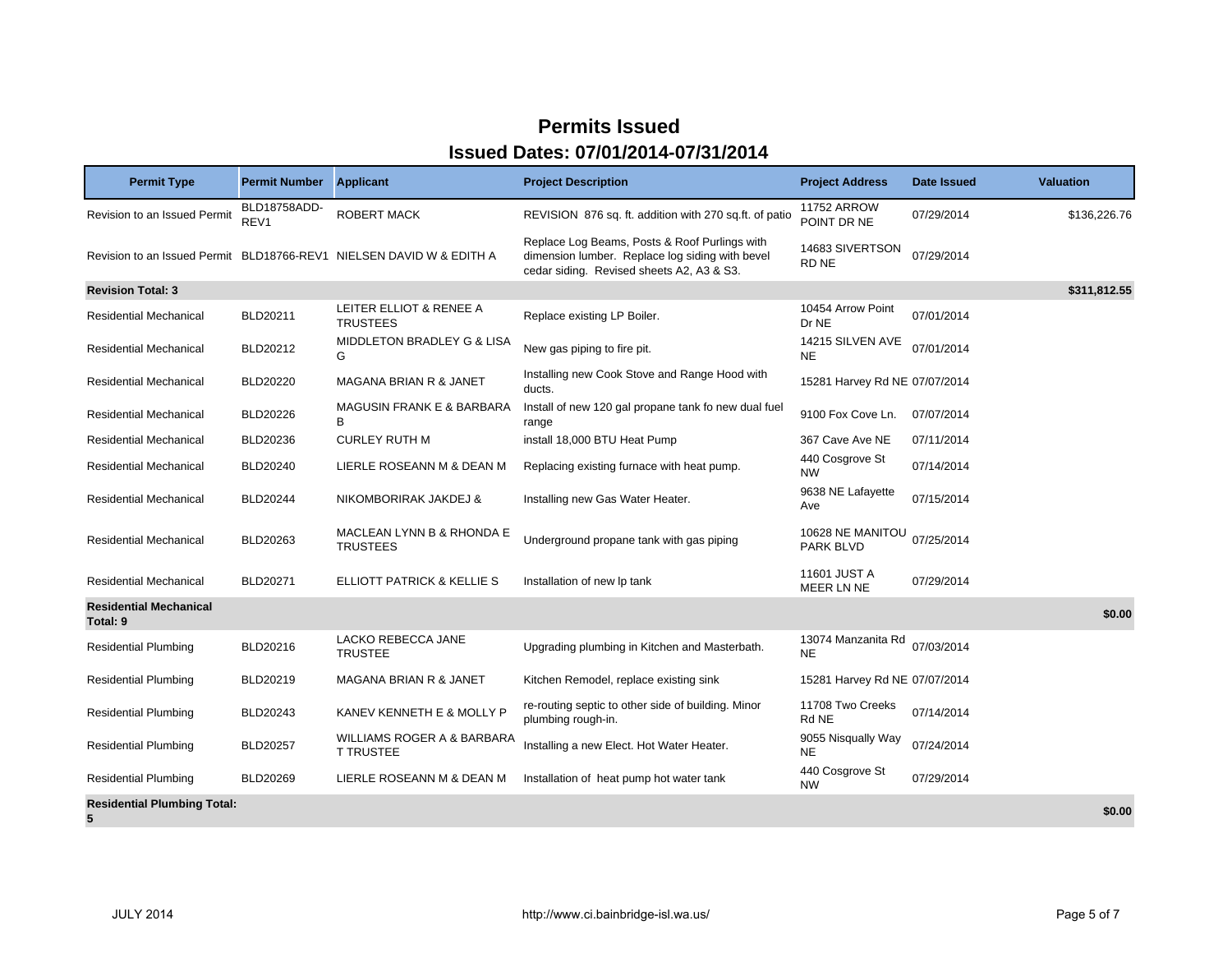# Permits Issued

## Issued Dates: 07/01/2014-07/31/2014

| Permit Type | Permit Number | Applicant | Project Description | Project Address | Date Issued | Valuation |
|---|---|---|---|---|---|---|
| Revision to an Issued Permit | BLD18758ADD-REV1 | ROBERT MACK | REVISION 876 sq. ft. addition with 270 sq.ft. of patio | 11752 ARROW POINT DR NE | 07/29/2014 | $136,226.76 |
| Revision to an Issued Permit | BLD18766-REV1 | NIELSEN DAVID W & EDITH A | Replace Log Beams, Posts & Roof Purlings with dimension lumber. Replace log siding with bevel cedar siding. Revised sheets A2, A3 & S3. | 14683 SIVERTSON RD NE | 07/29/2014 | |
| **Revision Total: 3** | | | | | | **$311,812.55** |
| Residential Mechanical | BLD20211 | LEITER ELLIOT & RENEE A TRUSTEES | Replace existing LP Boiler. | 10454 Arrow Point Dr NE | 07/01/2014 | |
| Residential Mechanical | BLD20212 | MIDDLETON BRADLEY G & LISA G | New gas piping to fire pit. | 14215 SILVEN AVE NE | 07/01/2014 | |
| Residential Mechanical | BLD20220 | MAGANA BRIAN R & JANET | Installing new Cook Stove and Range Hood with ducts. | 15281 Harvey Rd NE | 07/07/2014 | |
| Residential Mechanical | BLD20226 | MAGUSIN FRANK E & BARBARA B | Install of new 120 gal propane tank fo new dual fuel range | 9100 Fox Cove Ln. | 07/07/2014 | |
| Residential Mechanical | BLD20236 | CURLEY RUTH M | install 18,000 BTU Heat Pump | 367 Cave Ave NE | 07/11/2014 | |
| Residential Mechanical | BLD20240 | LIERLE ROSEANN M & DEAN M | Replacing existing furnace with heat pump. | 440 Cosgrove St NW | 07/14/2014 | |
| Residential Mechanical | BLD20244 | NIKOMBORIRAK JAKDEJ & | Installing new Gas Water Heater. | 9638 NE Lafayette Ave | 07/15/2014 | |
| Residential Mechanical | BLD20263 | MACLEAN LYNN B & RHONDA E TRUSTEES | Underground propane tank with gas piping | 10628 NE MANITOU PARK BLVD | 07/25/2014 | |
| Residential Mechanical | BLD20271 | ELLIOTT PATRICK & KELLIE S | Installation of new lp tank | 11601 JUST A MEER LN NE | 07/29/2014 | |
| **Residential Mechanical Total: 9** | | | | | | **$0.00** |
| Residential Plumbing | BLD20216 | LACKO REBECCA JANE TRUSTEE | Upgrading plumbing in Kitchen and Masterbath. | 13074 Manzanita Rd NE | 07/03/2014 | |
| Residential Plumbing | BLD20219 | MAGANA BRIAN R & JANET | Kitchen Remodel, replace existing sink | 15281 Harvey Rd NE | 07/07/2014 | |
| Residential Plumbing | BLD20243 | KANEV KENNETH E & MOLLY P | re-routing septic to other side of building. Minor plumbing rough-in. | 11708 Two Creeks Rd NE | 07/14/2014 | |
| Residential Plumbing | BLD20257 | WILLIAMS ROGER A & BARBARA T TRUSTEE | Installing a new Elect. Hot Water Heater. | 9055 Nisqually Way NE | 07/24/2014 | |
| Residential Plumbing | BLD20269 | LIERLE ROSEANN M & DEAN M | Installation of heat pump hot water tank | 440 Cosgrove St NW | 07/29/2014 | |
| **Residential Plumbing Total: 5** | | | | | | **$0.00** |

JULY 2014 http://www.ci.bainbridge-isl.wa.us/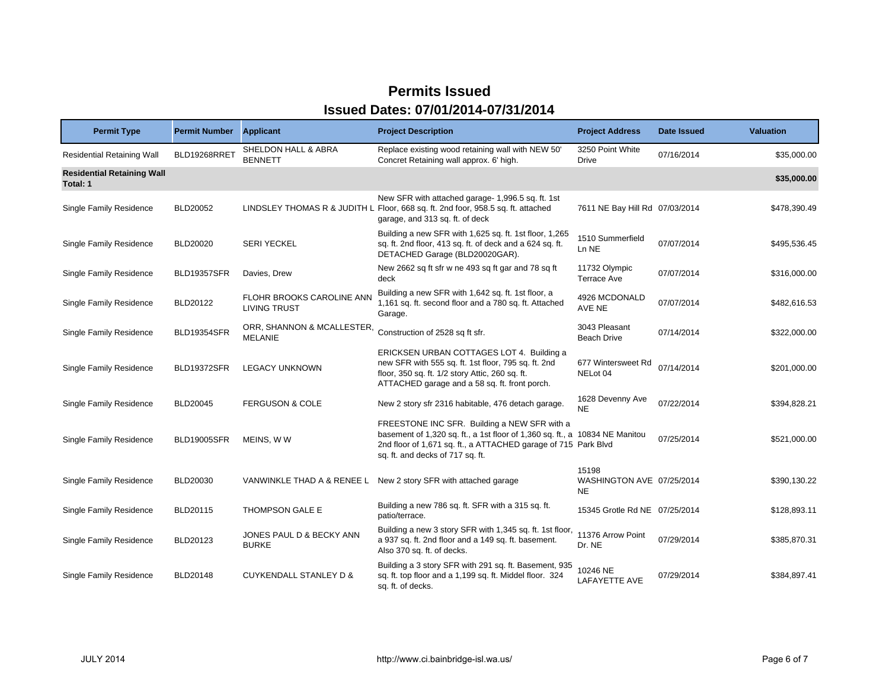# Permits Issued

## Issued Dates: 07/01/2014-07/31/2014

| Permit Type | Permit Number | Applicant | Project Description | Project Address | Date Issued | Valuation |
|---|---|---|---|---|---|---|
| Residential Retaining Wall | BLD19268RRET | SHELDON HALL & ABRA BENNETT | Replace existing wood retaining wall with NEW 50' Concret Retaining wall approx. 6' high. | 3250 Point White Drive | 07/16/2014 | $35,000.00 |
| **Residential Retaining Wall Total: 1** | | | | | | **$35,000.00** |
| Single Family Residence | BLD20052 | LINDSLEY THOMAS R & JUDITH L | New SFR with attached garage- 1,996.5 sq. ft. 1st Floor, 668 sq. ft. 2nd foor, 958.5 sq. ft. attached garage, and 313 sq. ft. of deck | 7611 NE Bay Hill Rd | 07/03/2014 | $478,390.49 |
| Single Family Residence | BLD20020 | SERI YECKEL | Building a new SFR with 1,625 sq. ft. 1st floor, 1,265 sq. ft. 2nd floor, 413 sq. ft. of deck and a 624 sq. ft. DETACHED Garage (BLD20020GAR). | 1510 Summerfield Ln NE | 07/07/2014 | $495,536.45 |
| Single Family Residence | BLD19357SFR | Davies, Drew | New 2662 sq ft sfr w ne 493 sq ft gar and 78 sq ft deck | 11732 Olympic Terrace Ave | 07/07/2014 | $316,000.00 |
| Single Family Residence | BLD20122 | FLOHR BROOKS CAROLINE ANN LIVING TRUST | Building a new SFR with 1,642 sq. ft. 1st floor, a 1,161 sq. ft. second floor and a 780 sq. ft. Attached Garage. | 4926 MCDONALD AVE NE | 07/07/2014 | $482,616.53 |
| Single Family Residence | BLD19354SFR | ORR, SHANNON & MCALLESTER, MELANIE | Construction of 2528 sq ft sfr. | 3043 Pleasant Beach Drive | 07/14/2014 | $322,000.00 |
| Single Family Residence | BLD19372SFR | LEGACY UNKNOWN | ERICKSEN URBAN COTTAGES LOT 4. Building a new SFR with 555 sq. ft. 1st floor, 795 sq. ft. 2nd floor, 350 sq. ft. 1/2 story Attic, 260 sq. ft. ATTACHED garage and a 58 sq. ft. front porch. | 677 Wintersweet Rd NELot 04 | 07/14/2014 | $201,000.00 |
| Single Family Residence | BLD20045 | FERGUSON & COLE | New 2 story sfr 2316 habitable, 476 detach garage. | 1628 Devenny Ave NE | 07/22/2014 | $394,828.21 |
| Single Family Residence | BLD19005SFR | MEINS, W W | FREESTONE INC SFR. Building a NEW SFR with a basement of 1,320 sq. ft., a 1st floor of 1,360 sq. ft., a 2nd floor of 1,671 sq. ft., a ATTACHED garage of 715 sq. ft. and decks of 717 sq. ft. | 10834 NE Manitou Park Blvd | 07/25/2014 | $521,000.00 |
| Single Family Residence | BLD20030 | VANWINKLE THAD A & RENEE L | New 2 story SFR with attached garage | 15198 WASHINGTON AVE NE | 07/25/2014 | $390,130.22 |
| Single Family Residence | BLD20115 | THOMPSON GALE E | Building a new 786 sq. ft. SFR with a 315 sq. ft. patio/terrace. | 15345 Grotle Rd NE | 07/25/2014 | $128,893.11 |
| Single Family Residence | BLD20123 | JONES PAUL D & BECKY ANN BURKE | Building a new 3 story SFR with 1,345 sq. ft. 1st floor, a 937 sq. ft. 2nd floor and a 149 sq. ft. basement. Also 370 sq. ft. of decks. | 11376 Arrow Point Dr. NE | 07/29/2014 | $385,870.31 |
| Single Family Residence | BLD20148 | CUYKENDALL STANLEY D & | Building a 3 story SFR with 291 sq. ft. Basement, 935 sq. ft. top floor and a 1,199 sq. ft. Middel floor. 324 sq. ft. of decks. | 10246 NE LAFAYETTE AVE | 07/29/2014 | $384,897.41 |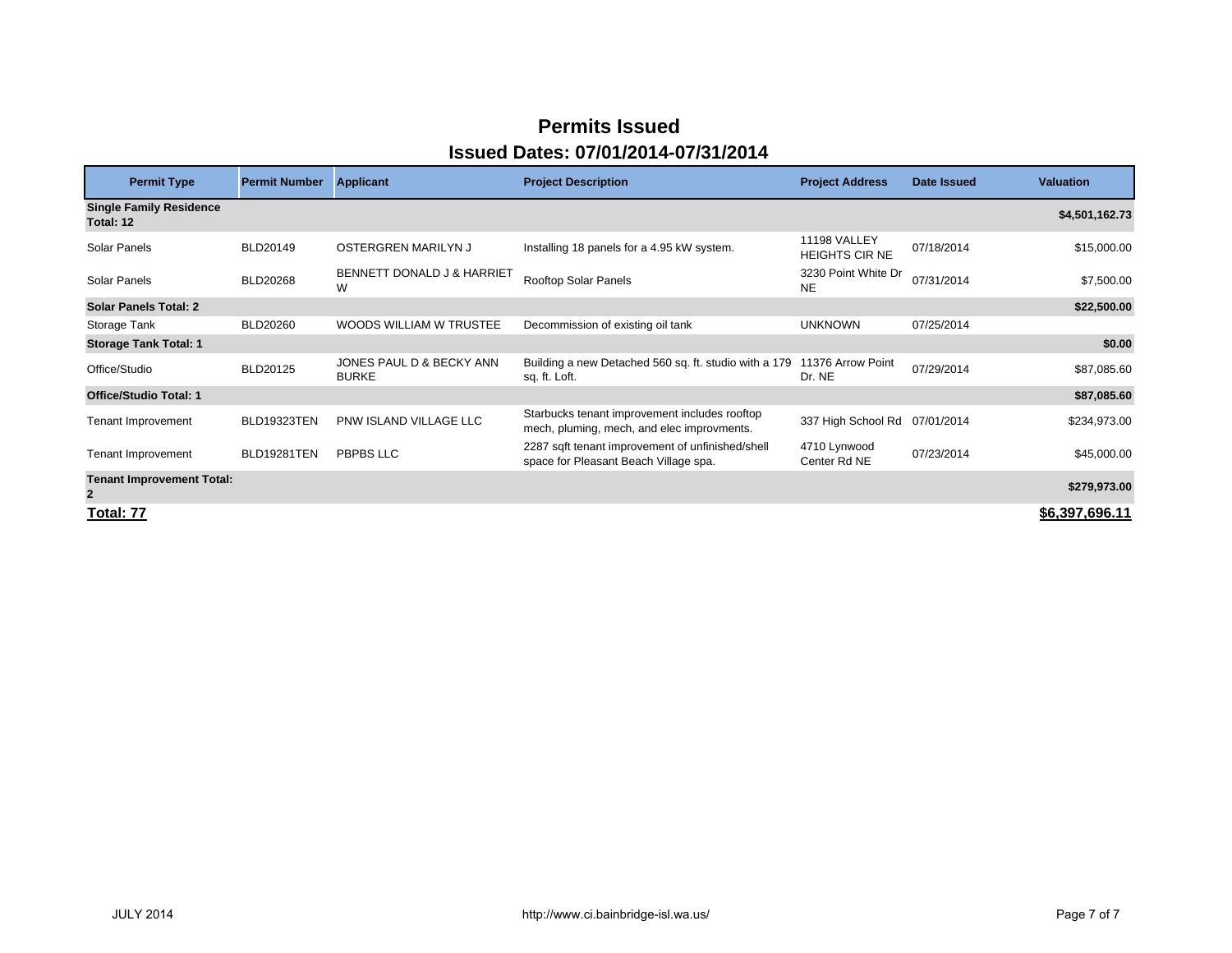# Permits Issued

## Issued Dates: 07/01/2014-07/31/2014

| Permit Type | Permit Number | Applicant | Project Description | Project Address | Date Issued | Valuation |
|---|---|---|---|---|---|---|
| **Single Family Residence Total: 12** | | | | | | **$4,501,162.73** |
| Solar Panels | BLD20149 | OSTERGREN MARILYN J | Installing 18 panels for a 4.95 kW system. | 11198 VALLEY HEIGHTS CIR NE | 07/18/2014 | $15,000.00 |
| Solar Panels | BLD20268 | BENNETT DONALD J & HARRIET W | Rooftop Solar Panels | 3230 Point White Dr NE | 07/31/2014 | $7,500.00 |
| **Solar Panels Total: 2** | | | | | | **$22,500.00** |
| Storage Tank | BLD20260 | WOODS WILLIAM W TRUSTEE | Decommission of existing oil tank | UNKNOWN | 07/25/2014 | |
| **Storage Tank Total: 1** | | | | | | **$0.00** |
| Office/Studio | BLD20125 | JONES PAUL D & BECKY ANN BURKE | Building a new Detached 560 sq. ft. studio with a 179 sq. ft. Loft. | 11376 Arrow Point Dr. NE | 07/29/2014 | $87,085.60 |
| **Office/Studio Total: 1** | | | | | | **$87,085.60** |
| Tenant Improvement | BLD19323TEN | PNW ISLAND VILLAGE LLC | Starbucks tenant improvement includes rooftop mech, pluming, mech, and elec improvments. | 337 High School Rd | 07/01/2014 | $234,973.00 |
| Tenant Improvement | BLD19281TEN | PBPBS LLC | 2287 sqft tenant improvement of unfinished/shell space for Pleasant Beach Village spa. | 4710 Lynwood Center Rd NE | 07/23/2014 | $45,000.00 |
| **Tenant Improvement Total: 2** | | | | | | **$279,973.00** |
| **Total: 77** | | | | | | **$6,397,696.11** |

JULY 2014

http://www.ci.bainbridge-isl.wa.us/